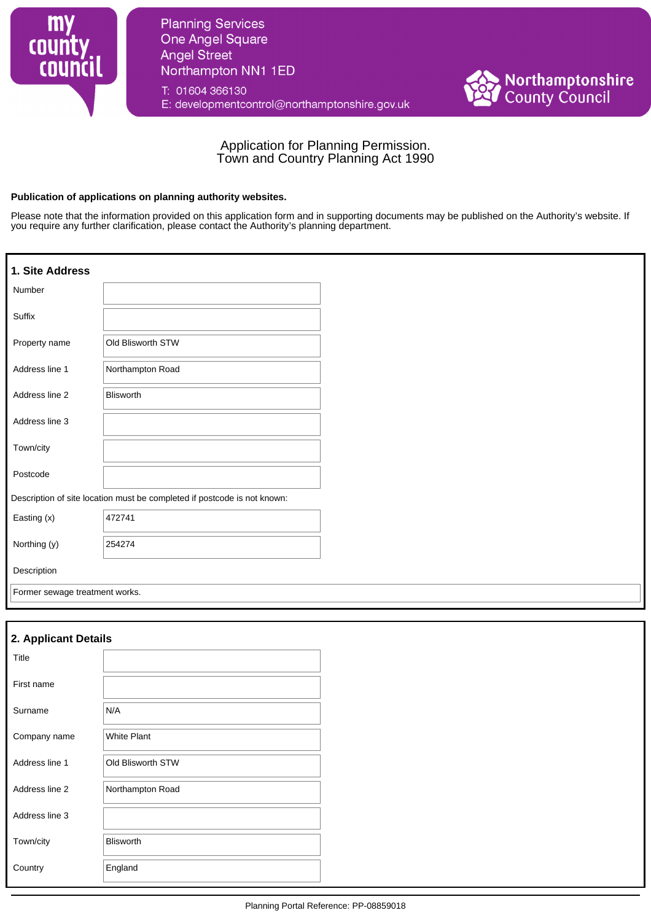Planning Services
One Angel Square
Angel Street
Northampton NN1 1ED

T: 01604 366130
E: developmentcontrol@northamptonshire.gov.uk

Northamptonshire County Council

# Application for Planning Permission.
# Town and Country Planning Act 1990

**Publication of applications on planning authority websites.**

Please note that the information provided on this application form and in supporting documents may be published on the Authority's website. If you require any further clarification, please contact the Authority's planning department.

## 1. Site Address

| Field | Value |
|---|---|
| Number | |
| Suffix | |
| Property name | Old Blisworth STW |
| Address line 1 | Northampton Road |
| Address line 2 | Blisworth |
| Address line 3 | |
| Town/city | |
| Postcode | |

Description of site location must be completed if postcode is not known:

| Field | Value |
|---|---|
| Easting (x) | 472741 |
| Northing (y) | 254274 |

Description

Former sewage treatment works.

## 2. Applicant Details

| Field | Value |
|---|---|
| Title | |
| First name | |
| Surname | N/A |
| Company name | White Plant |
| Address line 1 | Old Blisworth STW |
| Address line 2 | Northampton Road |
| Address line 3 | |
| Town/city | Blisworth |
| Country | England |

Planning Portal Reference: PP-08859018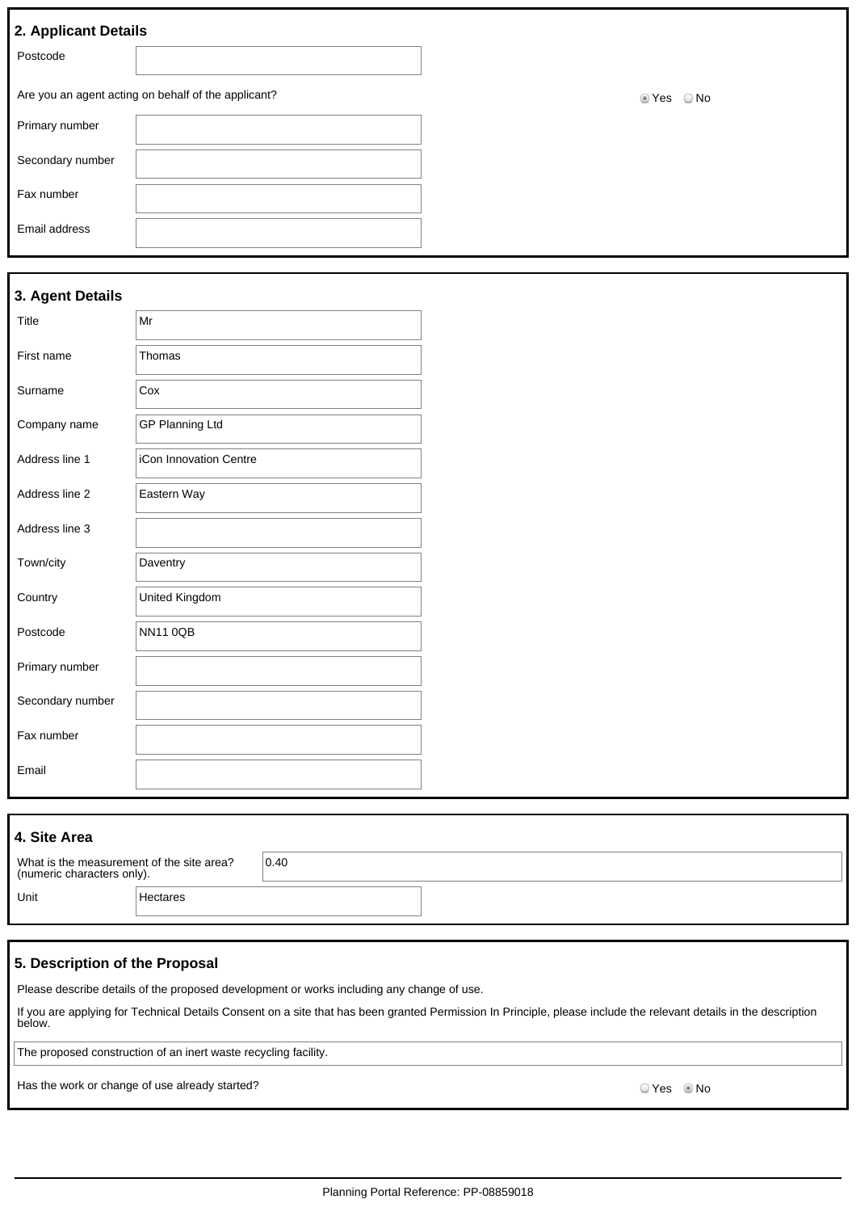## 2. Applicant Details

| | |
|---|---|
| Postcode | |

Are you an agent acting on behalf of the applicant? ◉ Yes ○ No

| | |
|---|---|
| Primary number | |
| Secondary number | |
| Fax number | |
| Email address | |

## 3. Agent Details

| | |
|---|---|
| Title | Mr |
| First name | Thomas |
| Surname | Cox |
| Company name | GP Planning Ltd |
| Address line 1 | iCon Innovation Centre |
| Address line 2 | Eastern Way |
| Address line 3 | |
| Town/city | Daventry |
| Country | United Kingdom |
| Postcode | NN11 0QB |
| Primary number | |
| Secondary number | |
| Fax number | |
| Email | |

## 4. Site Area

| | |
|---|---|
| What is the measurement of the site area? (numeric characters only). | 0.40 |
| Unit | Hectares |

## 5. Description of the Proposal

Please describe details of the proposed development or works including any change of use.

If you are applying for Technical Details Consent on a site that has been granted Permission In Principle, please include the relevant details in the description below.

The proposed construction of an inert waste recycling facility.

Has the work or change of use already started? ○ Yes ◉ No

Planning Portal Reference: PP-08859018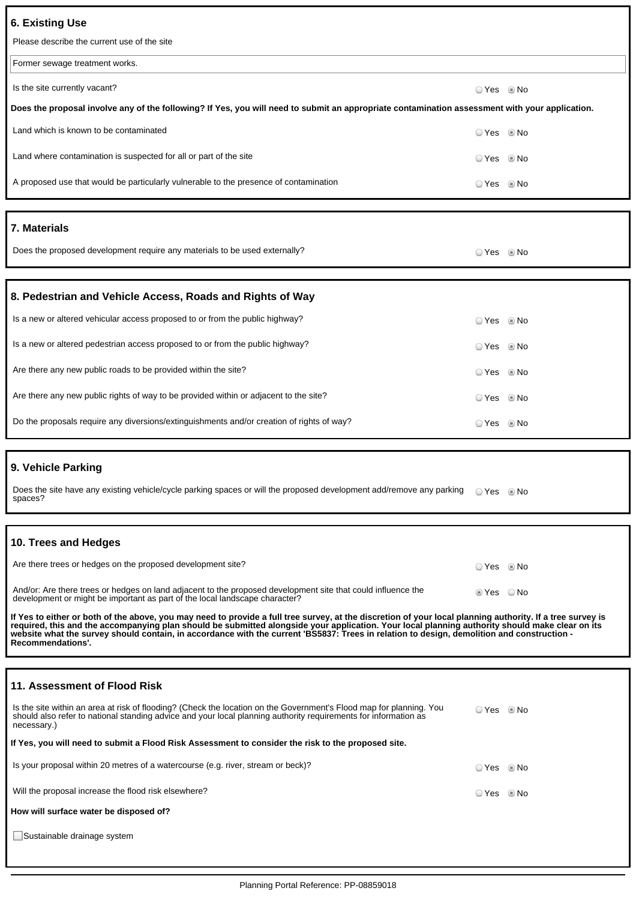## 6. Existing Use

Please describe the current use of the site

Former sewage treatment works.

Is the site currently vacant? ○ Yes ◉ No

**Does the proposal involve any of the following? If Yes, you will need to submit an appropriate contamination assessment with your application.**

Land which is known to be contaminated ○ Yes ◉ No

Land where contamination is suspected for all or part of the site ○ Yes ◉ No

A proposed use that would be particularly vulnerable to the presence of contamination ○ Yes ◉ No

## 7. Materials

Does the proposed development require any materials to be used externally? ○ Yes ◉ No

## 8. Pedestrian and Vehicle Access, Roads and Rights of Way

Is a new or altered vehicular access proposed to or from the public highway? ○ Yes ◉ No

Is a new or altered pedestrian access proposed to or from the public highway? ○ Yes ◉ No

Are there any new public roads to be provided within the site? ○ Yes ◉ No

Are there any new public rights of way to be provided within or adjacent to the site? ○ Yes ◉ No

Do the proposals require any diversions/extinguishments and/or creation of rights of way? ○ Yes ◉ No

## 9. Vehicle Parking

Does the site have any existing vehicle/cycle parking spaces or will the proposed development add/remove any parking spaces? ○ Yes ◉ No

## 10. Trees and Hedges

Are there trees or hedges on the proposed development site? ○ Yes ◉ No

And/or: Are there trees or hedges on land adjacent to the proposed development site that could influence the development or might be important as part of the local landscape character? ◉ Yes ○ No

**If Yes to either or both of the above, you may need to provide a full tree survey, at the discretion of your local planning authority. If a tree survey is required, this and the accompanying plan should be submitted alongside your application. Your local planning authority should make clear on its website what the survey should contain, in accordance with the current 'BS5837: Trees in relation to design, demolition and construction - Recommendations'.**

## 11. Assessment of Flood Risk

Is the site within an area at risk of flooding? (Check the location on the Government's Flood map for planning. You should also refer to national standing advice and your local planning authority requirements for information as necessary.) ○ Yes ◉ No

**If Yes, you will need to submit a Flood Risk Assessment to consider the risk to the proposed site.**

Is your proposal within 20 metres of a watercourse (e.g. river, stream or beck)? ○ Yes ◉ No

Will the proposal increase the flood risk elsewhere? ○ Yes ◉ No

**How will surface water be disposed of?**

☐ Sustainable drainage system

Planning Portal Reference: PP-08859018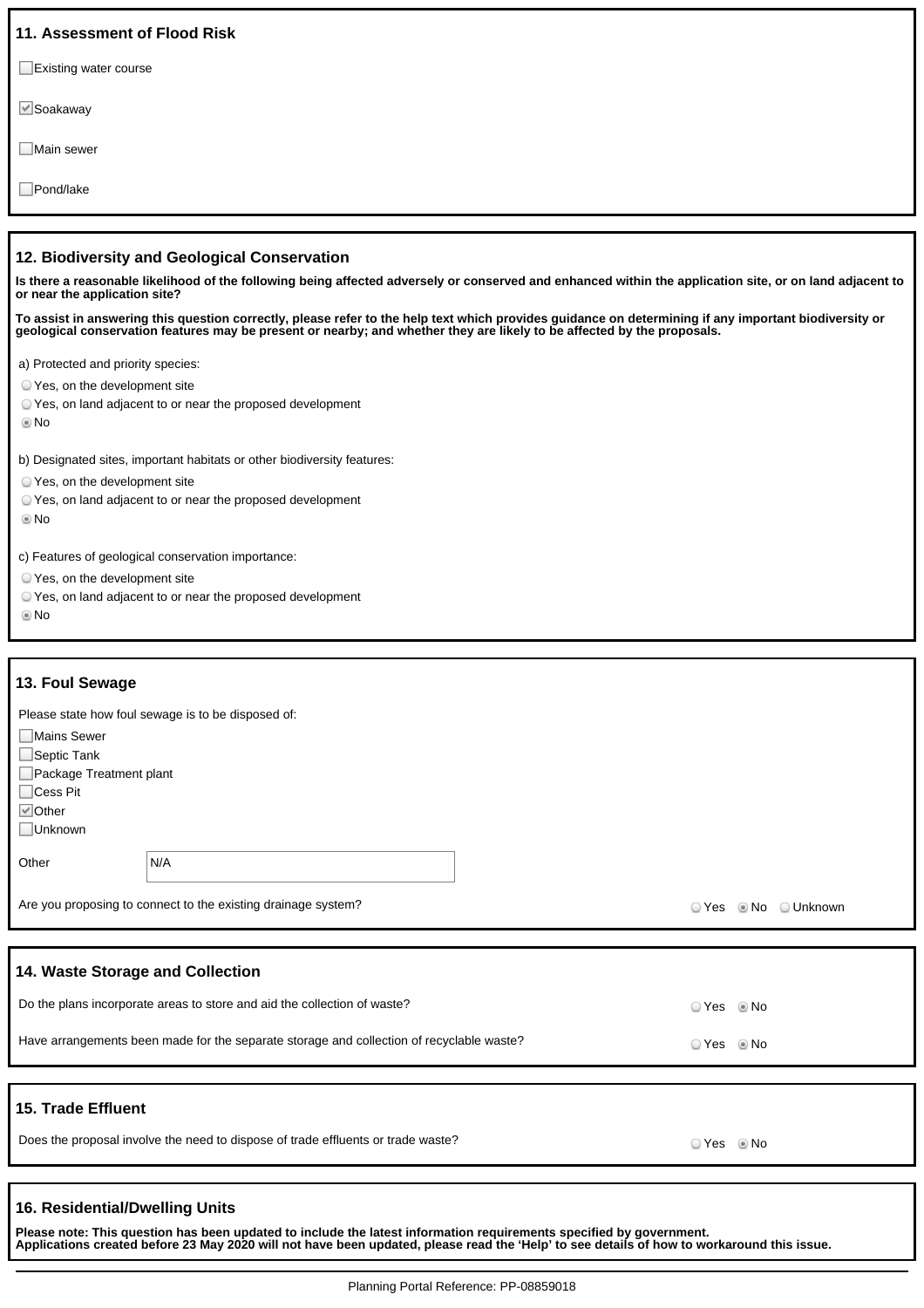## 11. Assessment of Flood Risk

- [ ] Existing water course
- [x] Soakaway
- [ ] Main sewer
- [ ] Pond/lake

## 12. Biodiversity and Geological Conservation

**Is there a reasonable likelihood of the following being affected adversely or conserved and enhanced within the application site, or on land adjacent to or near the application site?**

**To assist in answering this question correctly, please refer to the help text which provides guidance on determining if any important biodiversity or geological conservation features may be present or nearby; and whether they are likely to be affected by the proposals.**

a) Protected and priority species:

- ○ Yes, on the development site
- ○ Yes, on land adjacent to or near the proposed development
- ◉ No

b) Designated sites, important habitats or other biodiversity features:

- ○ Yes, on the development site
- ○ Yes, on land adjacent to or near the proposed development
- ◉ No

c) Features of geological conservation importance:

- ○ Yes, on the development site
- ○ Yes, on land adjacent to or near the proposed development
- ◉ No

## 13. Foul Sewage

Please state how foul sewage is to be disposed of:

- [ ] Mains Sewer
- [ ] Septic Tank
- [ ] Package Treatment plant
- [ ] Cess Pit
- [x] Other
- [ ] Unknown

Other: N/A

Are you proposing to connect to the existing drainage system? ○ Yes ◉ No ○ Unknown

## 14. Waste Storage and Collection

Do the plans incorporate areas to store and aid the collection of waste? ○ Yes ◉ No

Have arrangements been made for the separate storage and collection of recyclable waste? ○ Yes ◉ No

## 15. Trade Effluent

Does the proposal involve the need to dispose of trade effluents or trade waste? ○ Yes ◉ No

## 16. Residential/Dwelling Units

**Please note: This question has been updated to include the latest information requirements specified by government. Applications created before 23 May 2020 will not have been updated, please read the 'Help' to see details of how to workaround this issue.**

Planning Portal Reference: PP-08859018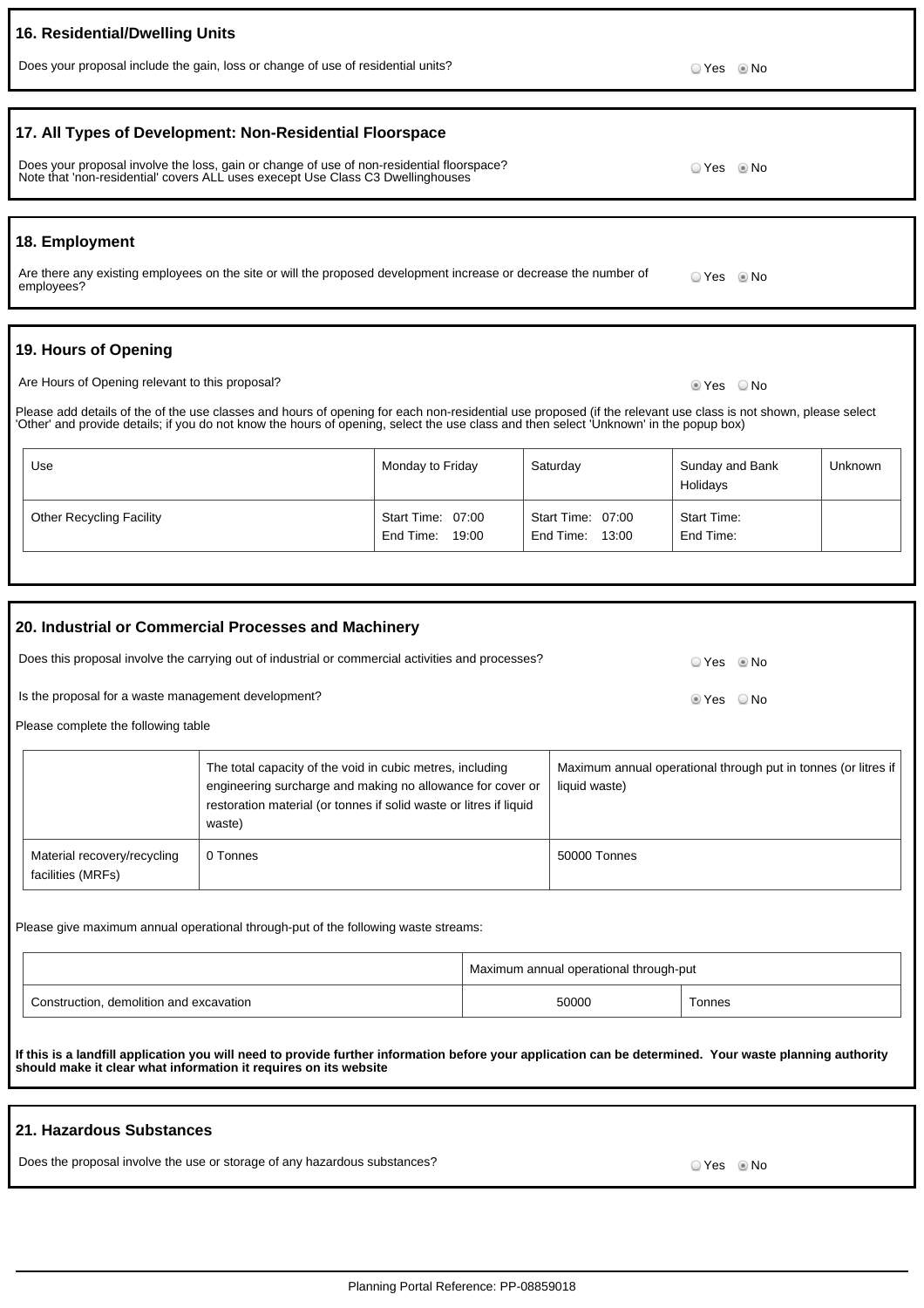## 16. Residential/Dwelling Units

Does your proposal include the gain, loss or change of use of residential units?

○ Yes ◉ No

## 17. All Types of Development: Non-Residential Floorspace

Does your proposal involve the loss, gain or change of use of non-residential floorspace?
Note that 'non-residential' covers ALL uses execept Use Class C3 Dwellinghouses

○ Yes ◉ No

## 18. Employment

Are there any existing employees on the site or will the proposed development increase or decrease the number of employees?

○ Yes ◉ No

## 19. Hours of Opening

Are Hours of Opening relevant to this proposal?

◉ Yes ○ No

Please add details of the of the use classes and hours of opening for each non-residential use proposed (if the relevant use class is not shown, please select 'Other' and provide details; if you do not know the hours of opening, select the use class and then select 'Unknown' in the popup box)

| Use | Monday to Friday | Saturday | Sunday and Bank Holidays | Unknown |
|---|---|---|---|---|
| Other Recycling Facility | Start Time: 07:00<br>End Time: 19:00 | Start Time: 07:00<br>End Time: 13:00 | Start Time:<br>End Time: | |

## 20. Industrial or Commercial Processes and Machinery

Does this proposal involve the carrying out of industrial or commercial activities and processes?

○ Yes ◉ No

Is the proposal for a waste management development?

◉ Yes ○ No

Please complete the following table

| | The total capacity of the void in cubic metres, including engineering surcharge and making no allowance for cover or restoration material (or tonnes if solid waste or litres if liquid waste) | Maximum annual operational through put in tonnes (or litres if liquid waste) |
|---|---|---|
| Material recovery/recycling facilities (MRFs) | 0 Tonnes | 50000 Tonnes |

Please give maximum annual operational through-put of the following waste streams:

| | Maximum annual operational through-put | |
|---|---|---|
| Construction, demolition and excavation | 50000 | Tonnes |

**If this is a landfill application you will need to provide further information before your application can be determined. Your waste planning authority should make it clear what information it requires on its website**

## 21. Hazardous Substances

Does the proposal involve the use or storage of any hazardous substances?

○ Yes ◉ No

Planning Portal Reference: PP-08859018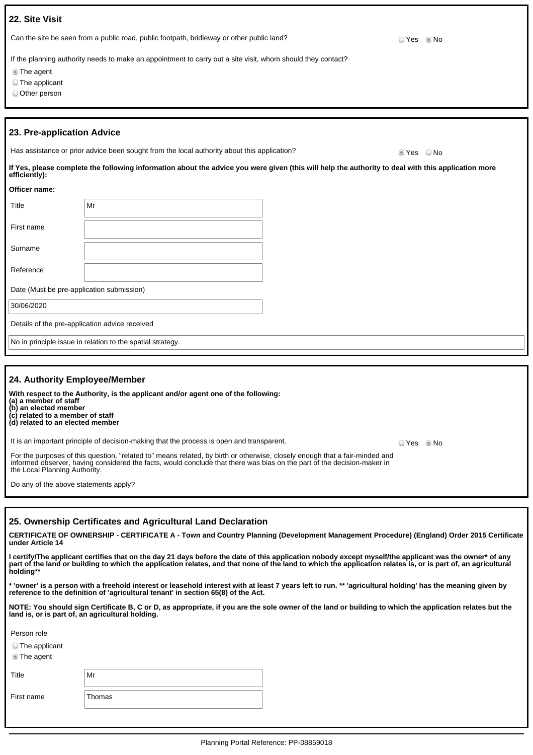## 22. Site Visit

Can the site be seen from a public road, public footpath, bridleway or other public land? ○ Yes ◉ No

If the planning authority needs to make an appointment to carry out a site visit, whom should they contact?

- ◉ The agent
- ○ The applicant
- ○ Other person

## 23. Pre-application Advice

Has assistance or prior advice been sought from the local authority about this application? ◉ Yes ○ No

**If Yes, please complete the following information about the advice you were given (this will help the authority to deal with this application more efficiently):**

**Officer name:**

| | |
|---|---|
| Title | Mr |
| First name | |
| Surname | |
| Reference | |

Date (Must be pre-application submission)

30/06/2020

Details of the pre-application advice received

No in principle issue in relation to the spatial strategy.

## 24. Authority Employee/Member

**With respect to the Authority, is the applicant and/or agent one of the following:**
**(a) a member of staff**
**(b) an elected member**
**(c) related to a member of staff**
**(d) related to an elected member**

It is an important principle of decision-making that the process is open and transparent. ○ Yes ◉ No

For the purposes of this question, "related to" means related, by birth or otherwise, closely enough that a fair-minded and informed observer, having considered the facts, would conclude that there was bias on the part of the decision-maker in the Local Planning Authority.

Do any of the above statements apply?

## 25. Ownership Certificates and Agricultural Land Declaration

**CERTIFICATE OF OWNERSHIP - CERTIFICATE A - Town and Country Planning (Development Management Procedure) (England) Order 2015 Certificate under Article 14**

**I certify/The applicant certifies that on the day 21 days before the date of this application nobody except myself/the applicant was the owner* of any part of the land or building to which the application relates, and that none of the land to which the application relates is, or is part of, an agricultural holding****

*** 'owner' is a person with a freehold interest or leasehold interest with at least 7 years left to run. ** 'agricultural holding' has the meaning given by reference to the definition of 'agricultural tenant' in section 65(8) of the Act.**

**NOTE: You should sign Certificate B, C or D, as appropriate, if you are the sole owner of the land or building to which the application relates but the land is, or is part of, an agricultural holding.**

Person role

- ○ The applicant
- ◉ The agent

| | |
|---|---|
| Title | Mr |
| First name | Thomas |

Planning Portal Reference: PP-08859018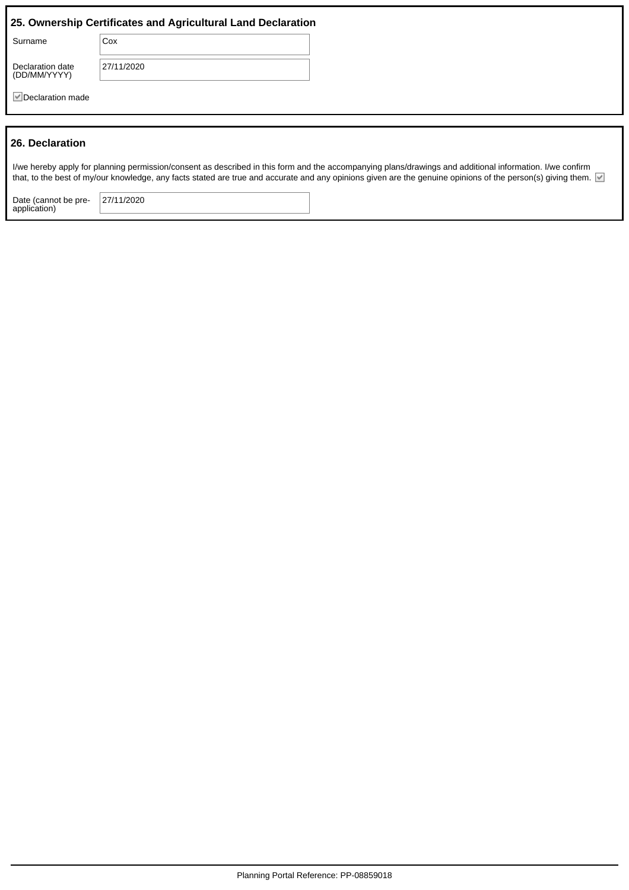## 25. Ownership Certificates and Agricultural Land Declaration

| | |
|---|---|
| Surname | Cox |
| Declaration date (DD/MM/YYYY) | 27/11/2020 |

☑ Declaration made

## 26. Declaration

I/we hereby apply for planning permission/consent as described in this form and the accompanying plans/drawings and additional information. I/we confirm that, to the best of my/our knowledge, any facts stated are true and accurate and any opinions given are the genuine opinions of the person(s) giving them. ☑

| | |
|---|---|
| Date (cannot be pre-application) | 27/11/2020 |

Planning Portal Reference: PP-08859018